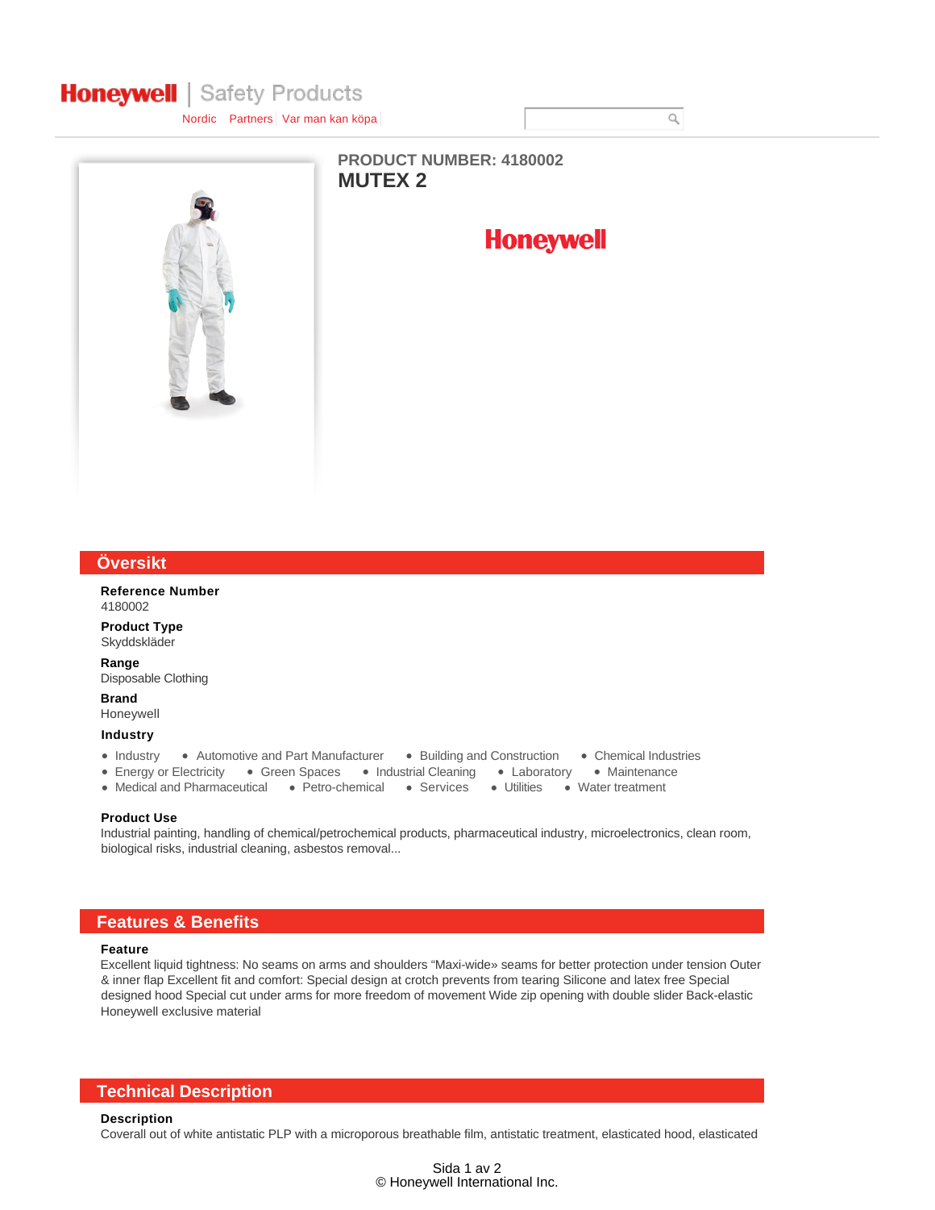Honeywell | Safety Products

Nordic | Partners | Var man kan köpa

**PRODUCT NUMBER: 4180002**

# MUTEX 2

Honeywell

## Översikt

**Reference Number**
4180002

**Product Type**
Skyddskläder

**Range**
Disposable Clothing

**Brand**
Honeywell

**Industry**

- Industry
- Automotive and Part Manufacturer
- Building and Construction
- Chemical Industries
- Energy or Electricity
- Green Spaces
- Industrial Cleaning
- Laboratory
- Maintenance
- Medical and Pharmaceutical
- Petro-chemical
- Services
- Utilities
- Water treatment

**Product Use**
Industrial painting, handling of chemical/petrochemical products, pharmaceutical industry, microelectronics, clean room, biological risks, industrial cleaning, asbestos removal...

## Features & Benefits

**Feature**
Excellent liquid tightness: No seams on arms and shoulders “Maxi-wide» seams for better protection under tension Outer & inner flap Excellent fit and comfort: Special design at crotch prevents from tearing Silicone and latex free Special designed hood Special cut under arms for more freedom of movement Wide zip opening with double slider Back-elastic Honeywell exclusive material

## Technical Description

**Description**
Coverall out of white antistatic PLP with a microporous breathable film, antistatic treatment, elasticated hood, elasticated

© Honeywell International Inc.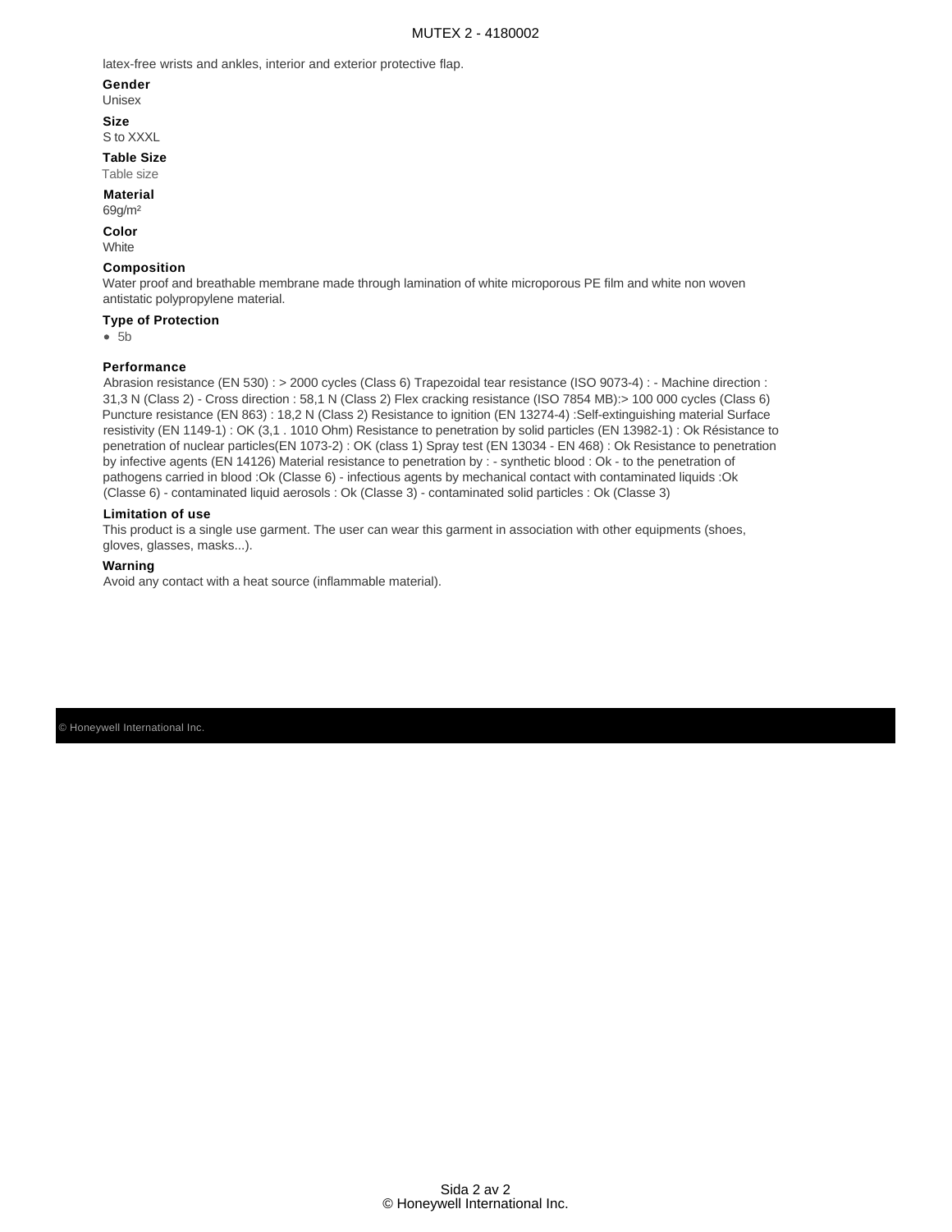latex-free wrists and ankles, interior and exterior protective flap.

**Gender**
Unisex

**Size**
S to XXXL

**Table Size**
Table size

**Material**
69g/m²

**Color**
White

**Composition**
Water proof and breathable membrane made through lamination of white microporous PE film and white non woven antistatic polypropylene material.

**Type of Protection**

- 5b

**Performance**
Abrasion resistance (EN 530) : > 2000 cycles (Class 6) Trapezoidal tear resistance (ISO 9073-4) : - Machine direction : 31,3 N (Class 2) - Cross direction : 58,1 N (Class 2) Flex cracking resistance (ISO 7854 MB):> 100 000 cycles (Class 6) Puncture resistance (EN 863) : 18,2 N (Class 2) Resistance to ignition (EN 13274-4) :Self-extinguishing material Surface resistivity (EN 1149-1) : OK (3,1 . 1010 Ohm) Resistance to penetration by solid particles (EN 13982-1) : Ok Résistance to penetration of nuclear particles(EN 1073-2) : OK (class 1) Spray test (EN 13034 - EN 468) : Ok Resistance to penetration by infective agents (EN 14126) Material resistance to penetration by : - synthetic blood : Ok - to the penetration of pathogens carried in blood :Ok (Classe 6) - infectious agents by mechanical contact with contaminated liquids :Ok (Classe 6) - contaminated liquid aerosols : Ok (Classe 3) - contaminated solid particles : Ok (Classe 3)

**Limitation of use**
This product is a single use garment. The user can wear this garment in association with other equipments (shoes, gloves, glasses, masks...).

**Warning**
Avoid any contact with a heat source (inflammable material).